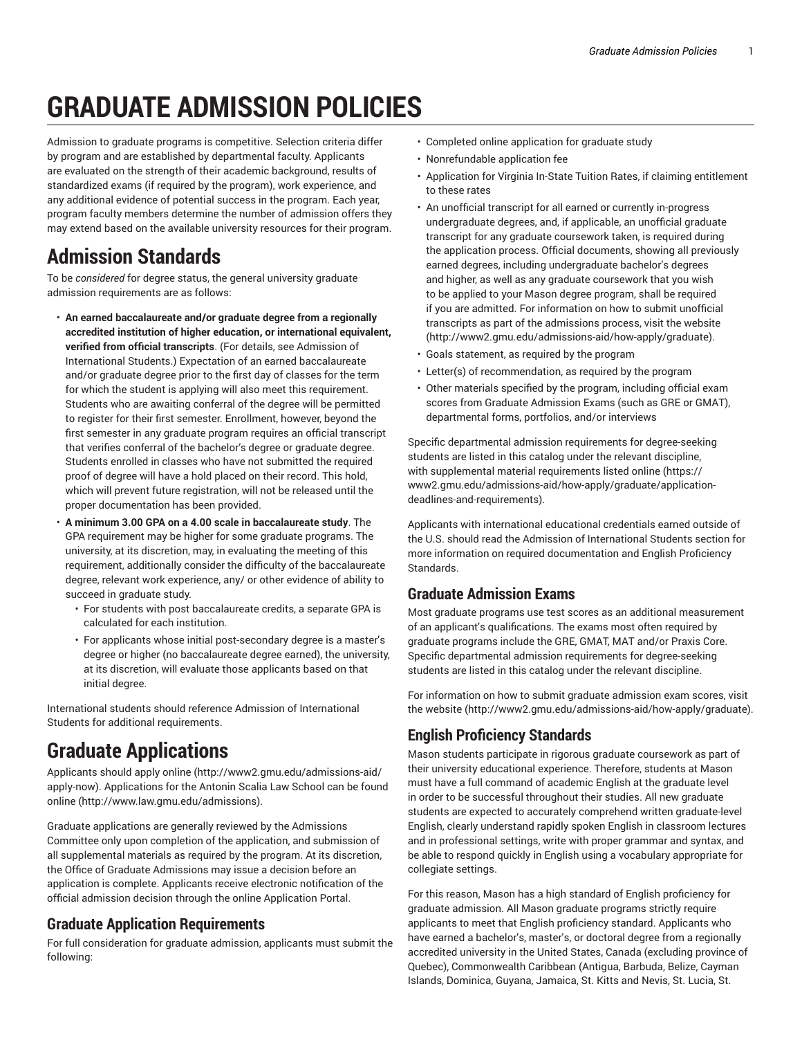# GRADUATE ADMISSION POLICIES

Admission to graduate programs is competitive. Selection criteria differ by program and are established by departmental faculty. Applicants are evaluated on the strength of their academic background, results of standardized exams (if required by the program), work experience, and any additional evidence of potential success in the program. Each year, program faculty members determine the number of admission offers they may extend based on the available university resources for their program.

# Admission Standards

To be *considered* for degree status, the general university graduate admission requirements are as follows:

- **An earned baccalaureate and/or graduate degree from a regionally accredited institution of higher education, or international equivalent, verified from official transcripts**. (For details, see Admission of International Students.) Expectation of an earned baccalaureate and/or graduate degree prior to the first day of classes for the term for which the student is applying will also meet this requirement. Students who are awaiting conferral of the degree will be permitted to register for their first semester. Enrollment, however, beyond the first semester in any graduate program requires an official transcript that verifies conferral of the bachelor's degree or graduate degree. Students enrolled in classes who have not submitted the required proof of degree will have a hold placed on their record. This hold, which will prevent future registration, will not be released until the proper documentation has been provided.
- **A minimum 3.00 GPA on a 4.00 scale in baccalaureate study**. The GPA requirement may be higher for some graduate programs. The university, at its discretion, may, in evaluating the meeting of this requirement, additionally consider the difficulty of the baccalaureate degree, relevant work experience, any/ or other evidence of ability to succeed in graduate study.
    - For students with post baccalaureate credits, a separate GPA is calculated for each institution.
    - For applicants whose initial post-secondary degree is a master's degree or higher (no baccalaureate degree earned), the university, at its discretion, will evaluate those applicants based on that initial degree.

International students should reference Admission of International Students for additional requirements.

# Graduate Applications

Applicants should apply online (http://www2.gmu.edu/admissions-aid/apply-now). Applications for the Antonin Scalia Law School can be found online (http://www.law.gmu.edu/admissions).

Graduate applications are generally reviewed by the Admissions Committee only upon completion of the application, and submission of all supplemental materials as required by the program. At its discretion, the Office of Graduate Admissions may issue a decision before an application is complete. Applicants receive electronic notification of the official admission decision through the online Application Portal.

## Graduate Application Requirements

For full consideration for graduate admission, applicants must submit the following:

- Completed online application for graduate study
- Nonrefundable application fee
- Application for Virginia In-State Tuition Rates, if claiming entitlement to these rates
- An unofficial transcript for all earned or currently in-progress undergraduate degrees, and, if applicable, an unofficial graduate transcript for any graduate coursework taken, is required during the application process. Official documents, showing all previously earned degrees, including undergraduate bachelor's degrees and higher, as well as any graduate coursework that you wish to be applied to your Mason degree program, shall be required if you are admitted. For information on how to submit unofficial transcripts as part of the admissions process, visit the website (http://www2.gmu.edu/admissions-aid/how-apply/graduate).
- Goals statement, as required by the program
- Letter(s) of recommendation, as required by the program
- Other materials specified by the program, including official exam scores from Graduate Admission Exams (such as GRE or GMAT), departmental forms, portfolios, and/or interviews

Specific departmental admission requirements for degree-seeking students are listed in this catalog under the relevant discipline, with supplemental material requirements listed online (https://www2.gmu.edu/admissions-aid/how-apply/graduate/application-deadlines-and-requirements).

Applicants with international educational credentials earned outside of the U.S. should read the Admission of International Students section for more information on required documentation and English Proficiency Standards.

## Graduate Admission Exams

Most graduate programs use test scores as an additional measurement of an applicant's qualifications. The exams most often required by graduate programs include the GRE, GMAT, MAT and/or Praxis Core. Specific departmental admission requirements for degree-seeking students are listed in this catalog under the relevant discipline.

For information on how to submit graduate admission exam scores, visit the website (http://www2.gmu.edu/admissions-aid/how-apply/graduate).

## English Proficiency Standards

Mason students participate in rigorous graduate coursework as part of their university educational experience. Therefore, students at Mason must have a full command of academic English at the graduate level in order to be successful throughout their studies. All new graduate students are expected to accurately comprehend written graduate-level English, clearly understand rapidly spoken English in classroom lectures and in professional settings, write with proper grammar and syntax, and be able to respond quickly in English using a vocabulary appropriate for collegiate settings.

For this reason, Mason has a high standard of English proficiency for graduate admission. All Mason graduate programs strictly require applicants to meet that English proficiency standard. Applicants who have earned a bachelor's, master's, or doctoral degree from a regionally accredited university in the United States, Canada (excluding province of Quebec), Commonwealth Caribbean (Antigua, Barbuda, Belize, Cayman Islands, Dominica, Guyana, Jamaica, St. Kitts and Nevis, St. Lucia, St.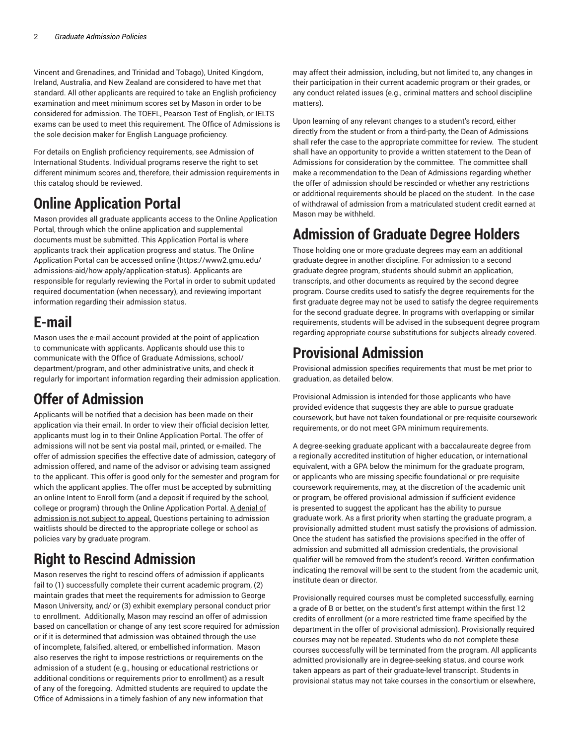Vincent and Grenadines, and Trinidad and Tobago), United Kingdom, Ireland, Australia, and New Zealand are considered to have met that standard. All other applicants are required to take an English proficiency examination and meet minimum scores set by Mason in order to be considered for admission. The TOEFL, Pearson Test of English, or IELTS exams can be used to meet this requirement. The Office of Admissions is the sole decision maker for English Language proficiency.

For details on English proficiency requirements, see Admission of International Students. Individual programs reserve the right to set different minimum scores and, therefore, their admission requirements in this catalog should be reviewed.

## Online Application Portal

Mason provides all graduate applicants access to the Online Application Portal, through which the online application and supplemental documents must be submitted. This Application Portal is where applicants track their application progress and status. The Online Application Portal can be accessed online (https://www2.gmu.edu/admissions-aid/how-apply/application-status). Applicants are responsible for regularly reviewing the Portal in order to submit updated required documentation (when necessary), and reviewing important information regarding their admission status.

## E-mail

Mason uses the e-mail account provided at the point of application to communicate with applicants. Applicants should use this to communicate with the Office of Graduate Admissions, school/department/program, and other administrative units, and check it regularly for important information regarding their admission application.

## Offer of Admission

Applicants will be notified that a decision has been made on their application via their email. In order to view their official decision letter, applicants must log in to their Online Application Portal. The offer of admissions will not be sent via postal mail, printed, or e-mailed. The offer of admission specifies the effective date of admission, category of admission offered, and name of the advisor or advising team assigned to the applicant. This offer is good only for the semester and program for which the applicant applies. The offer must be accepted by submitting an online Intent to Enroll form (and a deposit if required by the school, college or program) through the Online Application Portal. A denial of admission is not subject to appeal. Questions pertaining to admission waitlists should be directed to the appropriate college or school as policies vary by graduate program.

## Right to Rescind Admission

Mason reserves the right to rescind offers of admission if applicants fail to (1) successfully complete their current academic program, (2) maintain grades that meet the requirements for admission to George Mason University, and/ or (3) exhibit exemplary personal conduct prior to enrollment. Additionally, Mason may rescind an offer of admission based on cancellation or change of any test score required for admission or if it is determined that admission was obtained through the use of incomplete, falsified, altered, or embellished information. Mason also reserves the right to impose restrictions or requirements on the admission of a student (e.g., housing or educational restrictions or additional conditions or requirements prior to enrollment) as a result of any of the foregoing. Admitted students are required to update the Office of Admissions in a timely fashion of any new information that may affect their admission, including, but not limited to, any changes in their participation in their current academic program or their grades, or any conduct related issues (e.g., criminal matters and school discipline matters).

Upon learning of any relevant changes to a student's record, either directly from the student or from a third-party, the Dean of Admissions shall refer the case to the appropriate committee for review. The student shall have an opportunity to provide a written statement to the Dean of Admissions for consideration by the committee. The committee shall make a recommendation to the Dean of Admissions regarding whether the offer of admission should be rescinded or whether any restrictions or additional requirements should be placed on the student. In the case of withdrawal of admission from a matriculated student credit earned at Mason may be withheld.

## Admission of Graduate Degree Holders

Those holding one or more graduate degrees may earn an additional graduate degree in another discipline. For admission to a second graduate degree program, students should submit an application, transcripts, and other documents as required by the second degree program. Course credits used to satisfy the degree requirements for the first graduate degree may not be used to satisfy the degree requirements for the second graduate degree. In programs with overlapping or similar requirements, students will be advised in the subsequent degree program regarding appropriate course substitutions for subjects already covered.

## Provisional Admission

Provisional admission specifies requirements that must be met prior to graduation, as detailed below.

Provisional Admission is intended for those applicants who have provided evidence that suggests they are able to pursue graduate coursework, but have not taken foundational or pre-requisite coursework requirements, or do not meet GPA minimum requirements.

A degree-seeking graduate applicant with a baccalaureate degree from a regionally accredited institution of higher education, or international equivalent, with a GPA below the minimum for the graduate program, or applicants who are missing specific foundational or pre-requisite coursework requirements, may, at the discretion of the academic unit or program, be offered provisional admission if sufficient evidence is presented to suggest the applicant has the ability to pursue graduate work. As a first priority when starting the graduate program, a provisionally admitted student must satisfy the provisions of admission. Once the student has satisfied the provisions specified in the offer of admission and submitted all admission credentials, the provisional qualifier will be removed from the student's record. Written confirmation indicating the removal will be sent to the student from the academic unit, institute dean or director.

Provisionally required courses must be completed successfully, earning a grade of B or better, on the student's first attempt within the first 12 credits of enrollment (or a more restricted time frame specified by the department in the offer of provisional admission). Provisionally required courses may not be repeated. Students who do not complete these courses successfully will be terminated from the program. All applicants admitted provisionally are in degree-seeking status, and course work taken appears as part of their graduate-level transcript. Students in provisional status may not take courses in the consortium or elsewhere,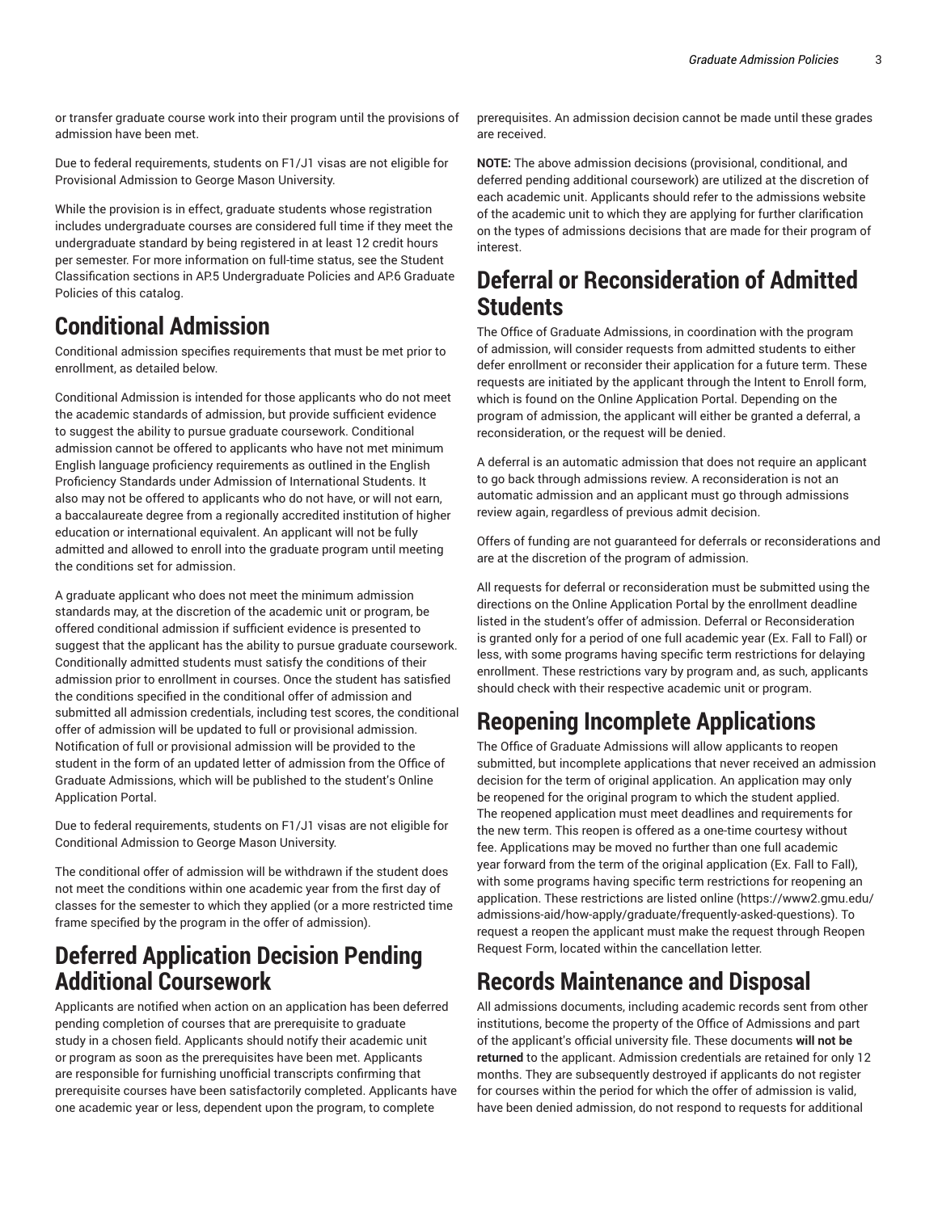or transfer graduate course work into their program until the provisions of admission have been met.

Due to federal requirements, students on F1/J1 visas are not eligible for Provisional Admission to George Mason University.

While the provision is in effect, graduate students whose registration includes undergraduate courses are considered full time if they meet the undergraduate standard by being registered in at least 12 credit hours per semester. For more information on full-time status, see the Student Classification sections in AP.5 Undergraduate Policies and AP.6 Graduate Policies of this catalog.

## Conditional Admission

Conditional admission specifies requirements that must be met prior to enrollment, as detailed below.

Conditional Admission is intended for those applicants who do not meet the academic standards of admission, but provide sufficient evidence to suggest the ability to pursue graduate coursework. Conditional admission cannot be offered to applicants who have not met minimum English language proficiency requirements as outlined in the English Proficiency Standards under Admission of International Students. It also may not be offered to applicants who do not have, or will not earn, a baccalaureate degree from a regionally accredited institution of higher education or international equivalent. An applicant will not be fully admitted and allowed to enroll into the graduate program until meeting the conditions set for admission.

A graduate applicant who does not meet the minimum admission standards may, at the discretion of the academic unit or program, be offered conditional admission if sufficient evidence is presented to suggest that the applicant has the ability to pursue graduate coursework. Conditionally admitted students must satisfy the conditions of their admission prior to enrollment in courses. Once the student has satisfied the conditions specified in the conditional offer of admission and submitted all admission credentials, including test scores, the conditional offer of admission will be updated to full or provisional admission. Notification of full or provisional admission will be provided to the student in the form of an updated letter of admission from the Office of Graduate Admissions, which will be published to the student's Online Application Portal.

Due to federal requirements, students on F1/J1 visas are not eligible for Conditional Admission to George Mason University.

The conditional offer of admission will be withdrawn if the student does not meet the conditions within one academic year from the first day of classes for the semester to which they applied (or a more restricted time frame specified by the program in the offer of admission).

## Deferred Application Decision Pending Additional Coursework

Applicants are notified when action on an application has been deferred pending completion of courses that are prerequisite to graduate study in a chosen field. Applicants should notify their academic unit or program as soon as the prerequisites have been met. Applicants are responsible for furnishing unofficial transcripts confirming that prerequisite courses have been satisfactorily completed. Applicants have one academic year or less, dependent upon the program, to complete prerequisites. An admission decision cannot be made until these grades are received.

**NOTE:** The above admission decisions (provisional, conditional, and deferred pending additional coursework) are utilized at the discretion of each academic unit. Applicants should refer to the admissions website of the academic unit to which they are applying for further clarification on the types of admissions decisions that are made for their program of interest.

## Deferral or Reconsideration of Admitted Students

The Office of Graduate Admissions, in coordination with the program of admission, will consider requests from admitted students to either defer enrollment or reconsider their application for a future term. These requests are initiated by the applicant through the Intent to Enroll form, which is found on the Online Application Portal. Depending on the program of admission, the applicant will either be granted a deferral, a reconsideration, or the request will be denied.

A deferral is an automatic admission that does not require an applicant to go back through admissions review. A reconsideration is not an automatic admission and an applicant must go through admissions review again, regardless of previous admit decision.

Offers of funding are not guaranteed for deferrals or reconsiderations and are at the discretion of the program of admission.

All requests for deferral or reconsideration must be submitted using the directions on the Online Application Portal by the enrollment deadline listed in the student's offer of admission. Deferral or Reconsideration is granted only for a period of one full academic year (Ex. Fall to Fall) or less, with some programs having specific term restrictions for delaying enrollment. These restrictions vary by program and, as such, applicants should check with their respective academic unit or program.

## Reopening Incomplete Applications

The Office of Graduate Admissions will allow applicants to reopen submitted, but incomplete applications that never received an admission decision for the term of original application. An application may only be reopened for the original program to which the student applied. The reopened application must meet deadlines and requirements for the new term. This reopen is offered as a one-time courtesy without fee. Applications may be moved no further than one full academic year forward from the term of the original application (Ex. Fall to Fall), with some programs having specific term restrictions for reopening an application. These restrictions are listed online (https://www2.gmu.edu/admissions-aid/how-apply/graduate/frequently-asked-questions). To request a reopen the applicant must make the request through Reopen Request Form, located within the cancellation letter.

## Records Maintenance and Disposal

All admissions documents, including academic records sent from other institutions, become the property of the Office of Admissions and part of the applicant's official university file. These documents **will not be returned** to the applicant. Admission credentials are retained for only 12 months. They are subsequently destroyed if applicants do not register for courses within the period for which the offer of admission is valid, have been denied admission, do not respond to requests for additional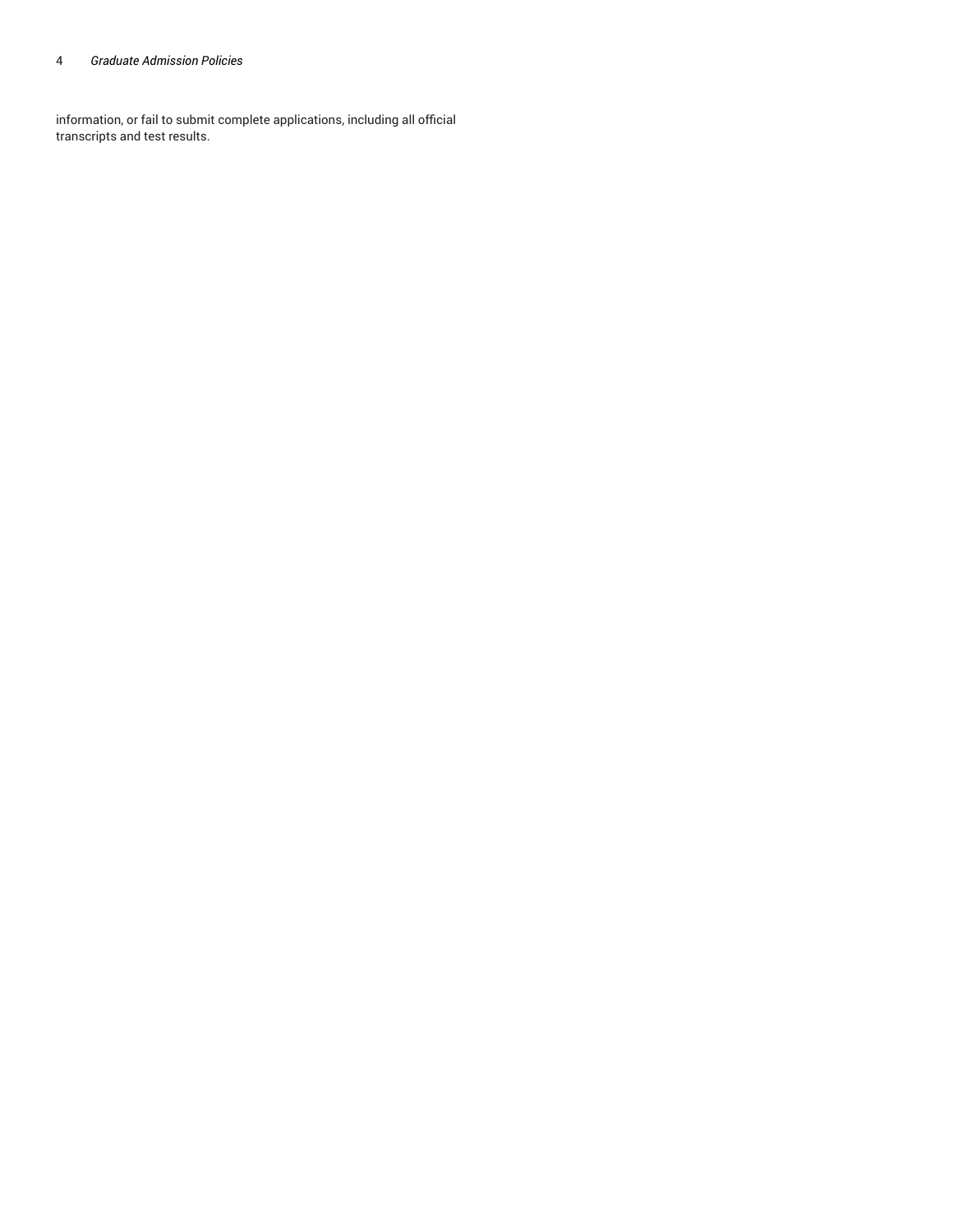information, or fail to submit complete applications, including all official transcripts and test results.